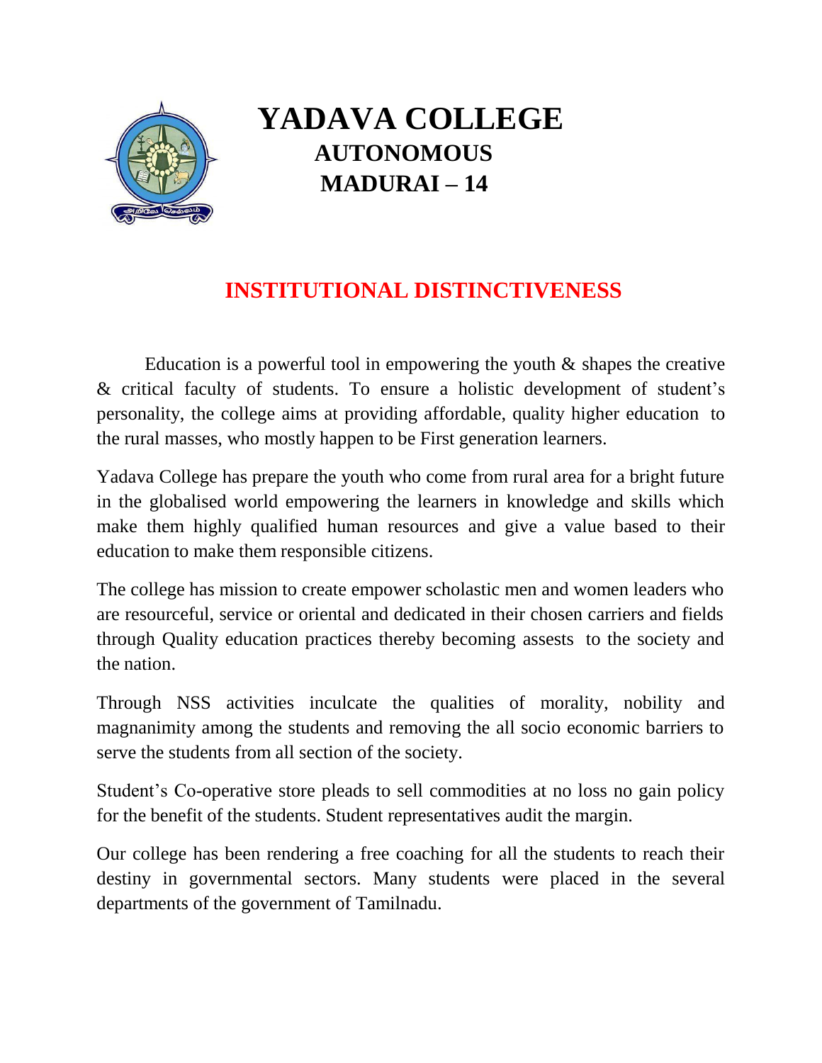# YADAVA COLLEGE

## AUTONOMOUS

## MADURAI – 14

## INSTITUTIONAL DISTINCTIVENESS

Education is a powerful tool in empowering the youth & shapes the creative & critical faculty of students. To ensure a holistic development of student's personality, the college aims at providing affordable, quality higher education to the rural masses, who mostly happen to be First generation learners.

Yadava College has prepare the youth who come from rural area for a bright future in the globalised world empowering the learners in knowledge and skills which make them highly qualified human resources and give a value based to their education to make them responsible citizens.

The college has mission to create empower scholastic men and women leaders who are resourceful, service or oriental and dedicated in their chosen carriers and fields through Quality education practices thereby becoming assests to the society and the nation.

Through NSS activities inculcate the qualities of morality, nobility and magnanimity among the students and removing the all socio economic barriers to serve the students from all section of the society.

Student's Co-operative store pleads to sell commodities at no loss no gain policy for the benefit of the students. Student representatives audit the margin.

Our college has been rendering a free coaching for all the students to reach their destiny in governmental sectors. Many students were placed in the several departments of the government of Tamilnadu.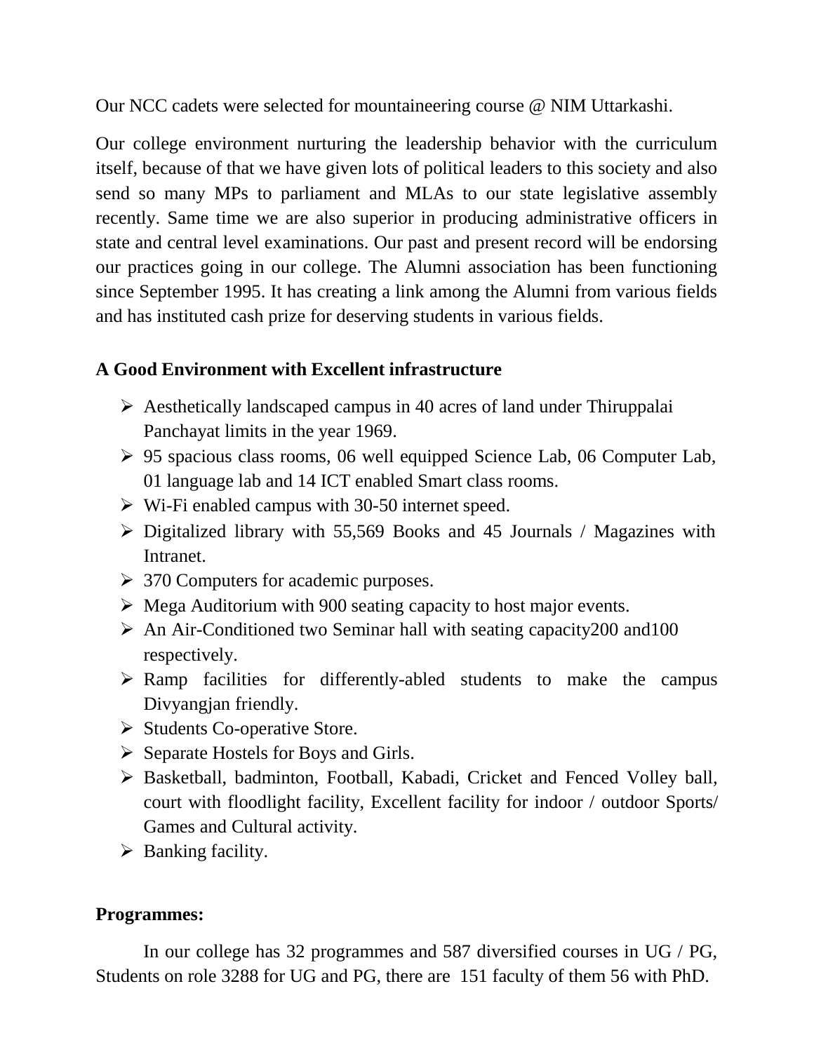Our NCC cadets were selected for mountaineering course @ NIM Uttarkashi.

Our college environment nurturing the leadership behavior with the curriculum itself, because of that we have given lots of political leaders to this society and also send so many MPs to parliament and MLAs to our state legislative assembly recently. Same time we are also superior in producing administrative officers in state and central level examinations. Our past and present record will be endorsing our practices going in our college. The Alumni association has been functioning since September 1995. It has creating a link among the Alumni from various fields and has instituted cash prize for deserving students in various fields.

**A Good Environment with Excellent infrastructure**

- Aesthetically landscaped campus in 40 acres of land under Thiruppalai Panchayat limits in the year 1969.
- 95 spacious class rooms, 06 well equipped Science Lab, 06 Computer Lab, 01 language lab and 14 ICT enabled Smart class rooms.
- Wi-Fi enabled campus with 30-50 internet speed.
- Digitalized library with 55,569 Books and 45 Journals / Magazines with Intranet.
- 370 Computers for academic purposes.
- Mega Auditorium with 900 seating capacity to host major events.
- An Air-Conditioned two Seminar hall with seating capacity200 and100 respectively.
- Ramp facilities for differently-abled students to make the campus Divyangjan friendly.
- Students Co-operative Store.
- Separate Hostels for Boys and Girls.
- Basketball, badminton, Football, Kabadi, Cricket and Fenced Volley ball, court with floodlight facility, Excellent facility for indoor / outdoor Sports/ Games and Cultural activity.
- Banking facility.

**Programmes:**

In our college has 32 programmes and 587 diversified courses in UG / PG, Students on role 3288 for UG and PG, there are 151 faculty of them 56 with PhD.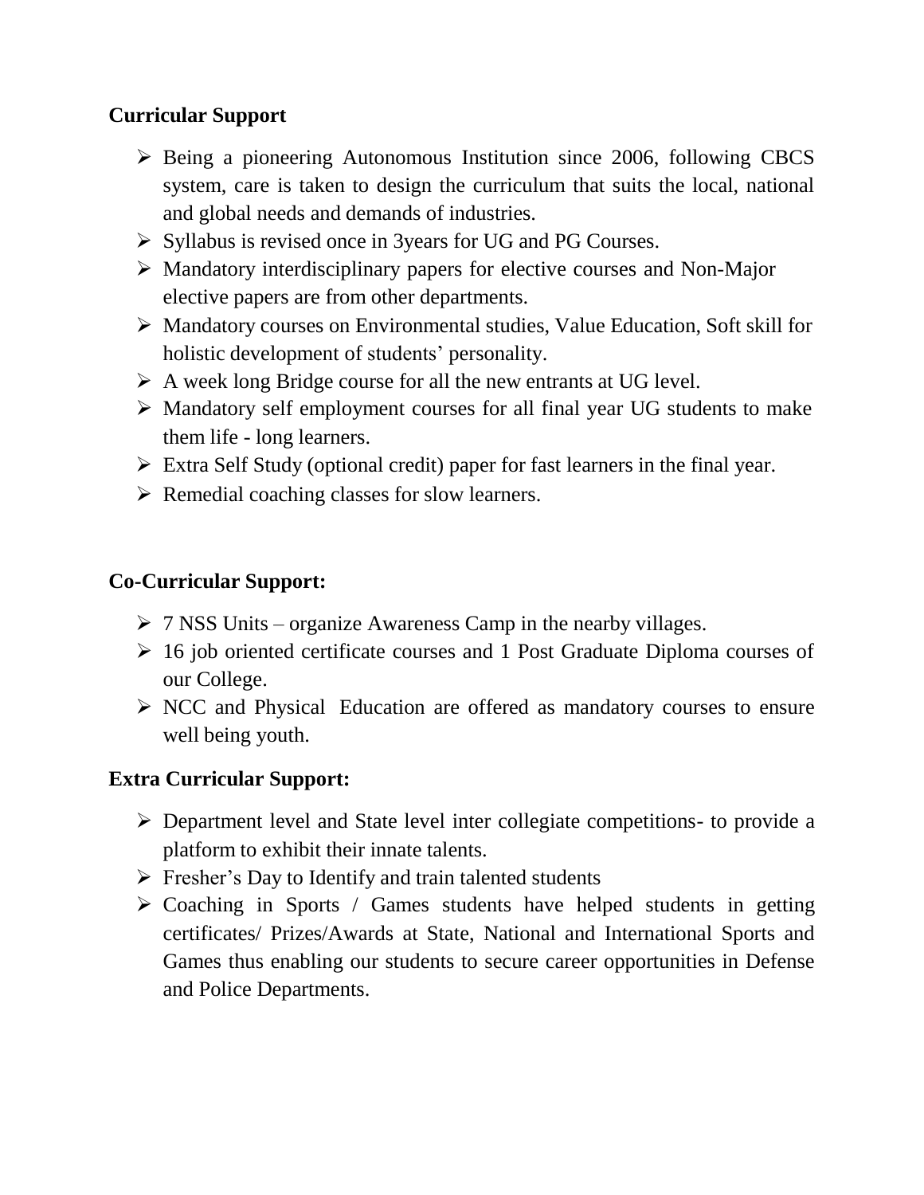**Curricular Support**

- Being a pioneering Autonomous Institution since 2006, following CBCS system, care is taken to design the curriculum that suits the local, national and global needs and demands of industries.
- Syllabus is revised once in 3years for UG and PG Courses.
- Mandatory interdisciplinary papers for elective courses and Non-Major elective papers are from other departments.
- Mandatory courses on Environmental studies, Value Education, Soft skill for holistic development of students' personality.
- A week long Bridge course for all the new entrants at UG level.
- Mandatory self employment courses for all final year UG students to make them life - long learners.
- Extra Self Study (optional credit) paper for fast learners in the final year.
- Remedial coaching classes for slow learners.

**Co-Curricular Support:**

- 7 NSS Units – organize Awareness Camp in the nearby villages.
- 16 job oriented certificate courses and 1 Post Graduate Diploma courses of our College.
- NCC and Physical Education are offered as mandatory courses to ensure well being youth.

**Extra Curricular Support:**

- Department level and State level inter collegiate competitions- to provide a platform to exhibit their innate talents.
- Fresher's Day to Identify and train talented students
- Coaching in Sports / Games students have helped students in getting certificates/ Prizes/Awards at State, National and International Sports and Games thus enabling our students to secure career opportunities in Defense and Police Departments.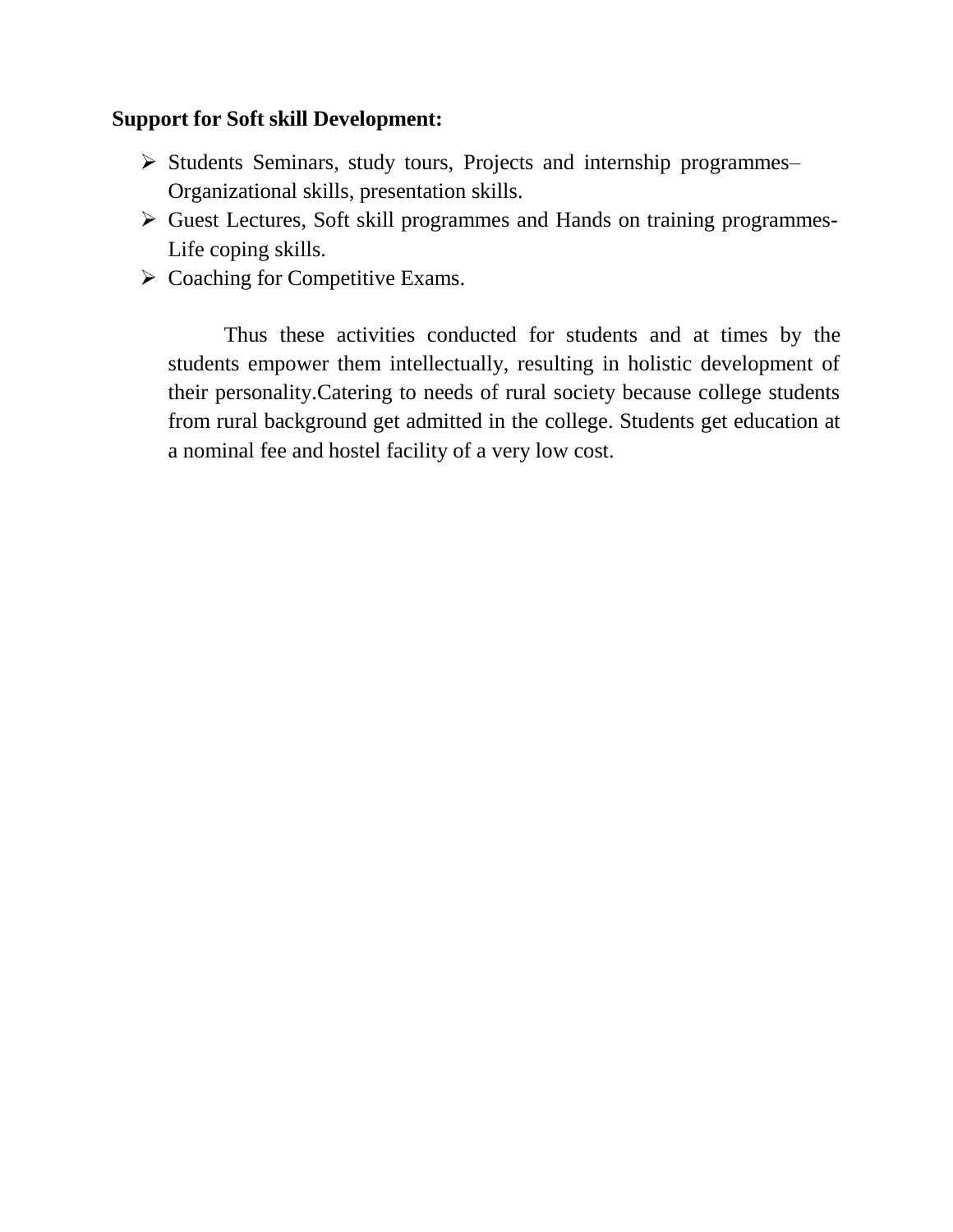**Support for Soft skill Development:**

- Students Seminars, study tours, Projects and internship programmes– Organizational skills, presentation skills.
- Guest Lectures, Soft skill programmes and Hands on training programmes- Life coping skills.
- Coaching for Competitive Exams.

Thus these activities conducted for students and at times by the students empower them intellectually, resulting in holistic development of their personality.Catering to needs of rural society because college students from rural background get admitted in the college. Students get education at a nominal fee and hostel facility of a very low cost.